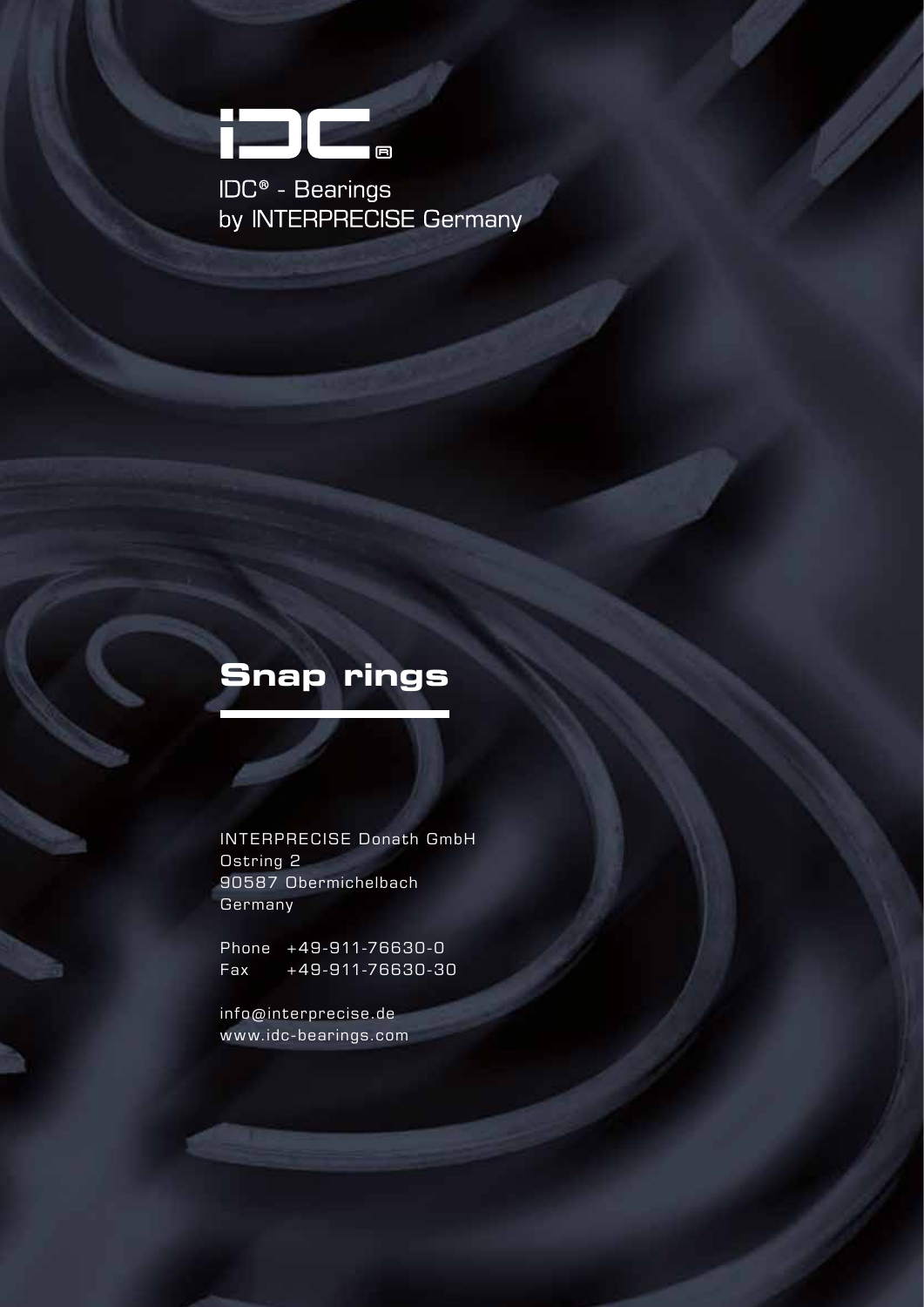IDC® - Bearings
by INTERPRECISE Germany

# Snap rings

INTERPRECISE Donath GmbH
Ostring 2
90587 Obermichelbach
Germany

Phone +49-911-76630-0
Fax +49-911-76630-30

info@interprecise.de
www.idc-bearings.com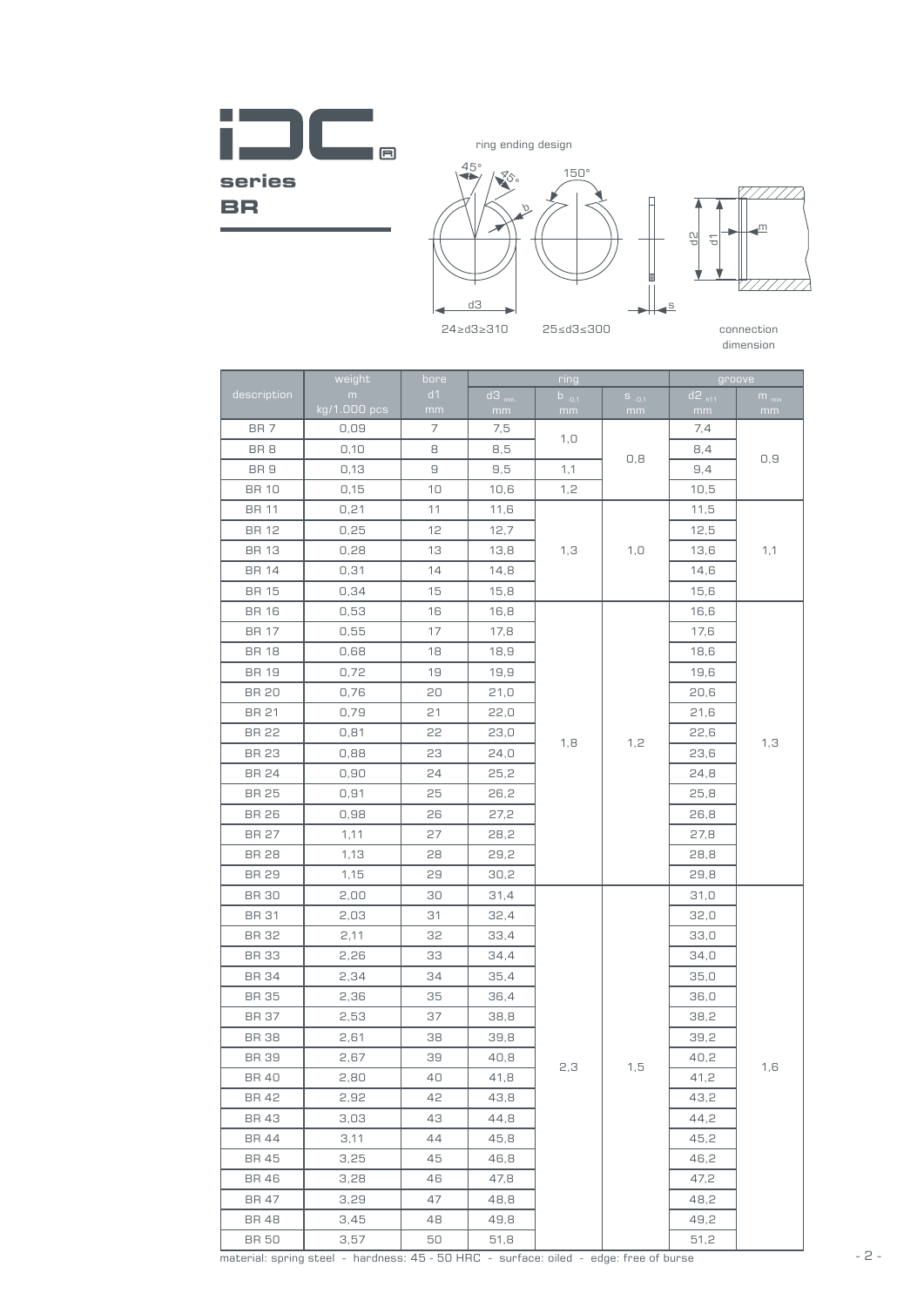# series BR

ring ending design

24≥d3≥310 &nbsp;&nbsp; 25≤d3≤300

connection dimension

| description | weight | bore | ring | | | groove | |
|---|---|---|---|---|---|---|---|
| | m kg/1.000 pcs | d1 mm | $d3_{min.}$ mm | $b_{-0,1}$ mm | $s_{-0,1}$ mm | $d2_{h11}$ mm | $m_{min}$ mm |
| BR 7 | 0,09 | 7 | 7,5 | 1,0 | 0,8 | 7,4 | 0,9 |
| BR 8 | 0,10 | 8 | 8,5 | 1,0 | 0,8 | 8,4 | 0,9 |
| BR 9 | 0,13 | 9 | 9,5 | 1,1 | 0,8 | 9,4 | 0,9 |
| BR 10 | 0,15 | 10 | 10,6 | 1,2 | 0,8 | 10,5 | 0,9 |
| BR 11 | 0,21 | 11 | 11,6 | 1,3 | 1,0 | 11,5 | 1,1 |
| BR 12 | 0,25 | 12 | 12,7 | 1,3 | 1,0 | 12,5 | 1,1 |
| BR 13 | 0,28 | 13 | 13,8 | 1,3 | 1,0 | 13,6 | 1,1 |
| BR 14 | 0,31 | 14 | 14,8 | 1,3 | 1,0 | 14,6 | 1,1 |
| BR 15 | 0,34 | 15 | 15,8 | 1,3 | 1,0 | 15,6 | 1,1 |
| BR 16 | 0,53 | 16 | 16,8 | 1,8 | 1,2 | 16,6 | 1,3 |
| BR 17 | 0,55 | 17 | 17,8 | 1,8 | 1,2 | 17,6 | 1,3 |
| BR 18 | 0,68 | 18 | 18,9 | 1,8 | 1,2 | 18,6 | 1,3 |
| BR 19 | 0,72 | 19 | 19,9 | 1,8 | 1,2 | 19,6 | 1,3 |
| BR 20 | 0,76 | 20 | 21,0 | 1,8 | 1,2 | 20,6 | 1,3 |
| BR 21 | 0,79 | 21 | 22,0 | 1,8 | 1,2 | 21,6 | 1,3 |
| BR 22 | 0,81 | 22 | 23,0 | 1,8 | 1,2 | 22,6 | 1,3 |
| BR 23 | 0,88 | 23 | 24,0 | 1,8 | 1,2 | 23,6 | 1,3 |
| BR 24 | 0,90 | 24 | 25,2 | 1,8 | 1,2 | 24,8 | 1,3 |
| BR 25 | 0,91 | 25 | 26,2 | 1,8 | 1,2 | 25,8 | 1,3 |
| BR 26 | 0,98 | 26 | 27,2 | 1,8 | 1,2 | 26,8 | 1,3 |
| BR 27 | 1,11 | 27 | 28,2 | 1,8 | 1,2 | 27,8 | 1,3 |
| BR 28 | 1,13 | 28 | 29,2 | 1,8 | 1,2 | 28,8 | 1,3 |
| BR 29 | 1,15 | 29 | 30,2 | 1,8 | 1,2 | 29,8 | 1,3 |
| BR 30 | 2,00 | 30 | 31,4 | 2,3 | 1,5 | 31,0 | 1,6 |
| BR 31 | 2,03 | 31 | 32,4 | 2,3 | 1,5 | 32,0 | 1,6 |
| BR 32 | 2,11 | 32 | 33,4 | 2,3 | 1,5 | 33,0 | 1,6 |
| BR 33 | 2,26 | 33 | 34,4 | 2,3 | 1,5 | 34,0 | 1,6 |
| BR 34 | 2,34 | 34 | 35,4 | 2,3 | 1,5 | 35,0 | 1,6 |
| BR 35 | 2,36 | 35 | 36,4 | 2,3 | 1,5 | 36,0 | 1,6 |
| BR 37 | 2,53 | 37 | 38,8 | 2,3 | 1,5 | 38,2 | 1,6 |
| BR 38 | 2,61 | 38 | 39,8 | 2,3 | 1,5 | 39,2 | 1,6 |
| BR 39 | 2,67 | 39 | 40,8 | 2,3 | 1,5 | 40,2 | 1,6 |
| BR 40 | 2,80 | 40 | 41,8 | 2,3 | 1,5 | 41,2 | 1,6 |
| BR 42 | 2,92 | 42 | 43,8 | 2,3 | 1,5 | 43,2 | 1,6 |
| BR 43 | 3,03 | 43 | 44,8 | 2,3 | 1,5 | 44,2 | 1,6 |
| BR 44 | 3,11 | 44 | 45,8 | 2,3 | 1,5 | 45,2 | 1,6 |
| BR 45 | 3,25 | 45 | 46,8 | 2,3 | 1,5 | 46,2 | 1,6 |
| BR 46 | 3,28 | 46 | 47,8 | 2,3 | 1,5 | 47,2 | 1,6 |
| BR 47 | 3,29 | 47 | 48,8 | 2,3 | 1,5 | 48,2 | 1,6 |
| BR 48 | 3,45 | 48 | 49,8 | 2,3 | 1,5 | 49,2 | 1,6 |
| BR 50 | 3,57 | 50 | 51,8 | 2,3 | 1,5 | 51,2 | 1,6 |

material: spring steel - hardness: 45 - 50 HRC - surface: oiled - edge: free of burse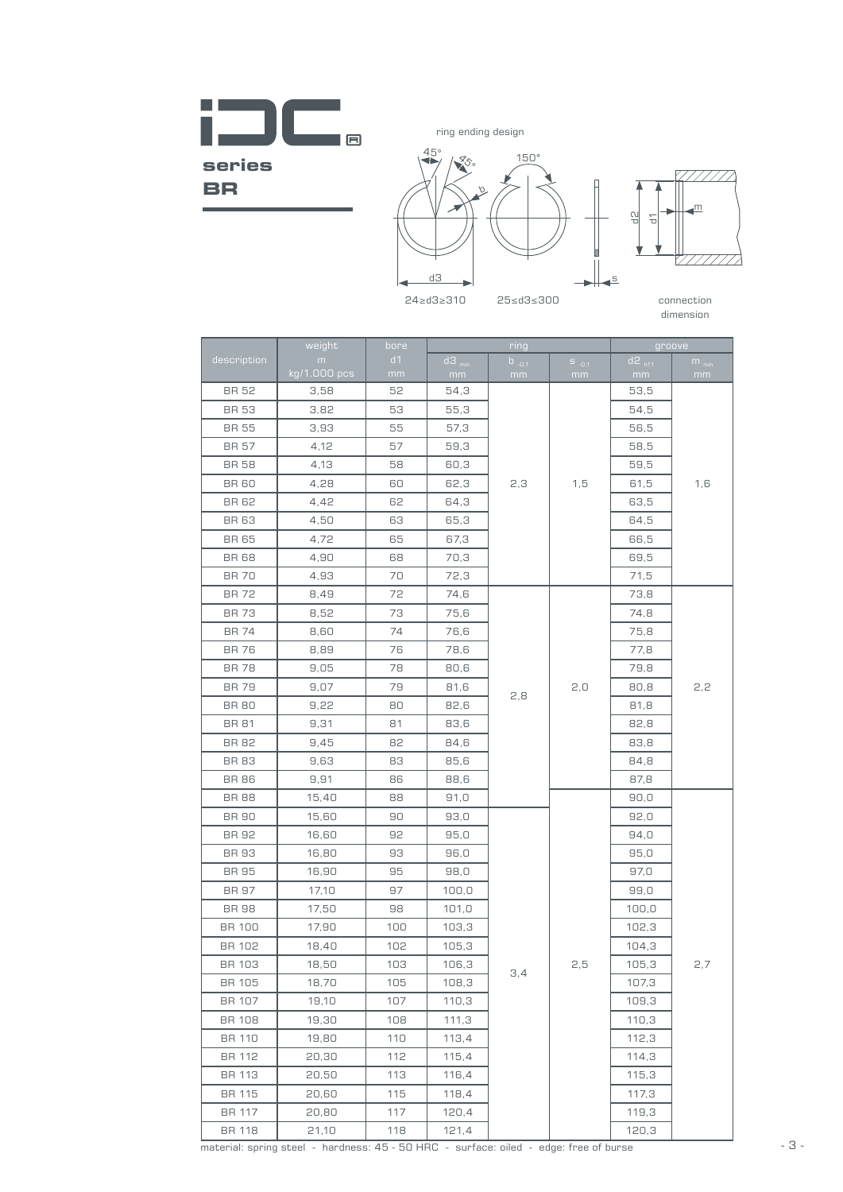**series**
**BR**

ring ending design

45° 45° b 150°

d3

24≥d3≥310 25≤d3≤300

d2 d1 m s

connection dimension

| description | weight m kg/1.000 pcs | bore d1 mm | ring d3 min. mm | ring b -0,1 mm | ring s -0,1 mm | groove d2 h11 mm | groove m min mm |
|---|---|---|---|---|---|---|---|
| BR 52 | 3,58 | 52 | 54,3 | 2,3 | 1,5 | 53,5 | 1,6 |
| BR 53 | 3,82 | 53 | 55,3 | | | 54,5 | |
| BR 55 | 3,93 | 55 | 57,3 | | | 56,5 | |
| BR 57 | 4,12 | 57 | 59,3 | | | 58,5 | |
| BR 58 | 4,13 | 58 | 60,3 | | | 59,5 | |
| BR 60 | 4,28 | 60 | 62,3 | | | 61,5 | |
| BR 62 | 4,42 | 62 | 64,3 | | | 63,5 | |
| BR 63 | 4,50 | 63 | 65,3 | | | 64,5 | |
| BR 65 | 4,72 | 65 | 67,3 | | | 66,5 | |
| BR 68 | 4,90 | 68 | 70,3 | | | 69,5 | |
| BR 70 | 4,93 | 70 | 72,3 | | | 71,5 | |
| BR 72 | 8,49 | 72 | 74,6 | 2,8 | 2,0 | 73,8 | 2,2 |
| BR 73 | 8,52 | 73 | 75,6 | | | 74,8 | |
| BR 74 | 8,60 | 74 | 76,6 | | | 75,8 | |
| BR 76 | 8,89 | 76 | 78,6 | | | 77,8 | |
| BR 78 | 9,05 | 78 | 80,6 | | | 79,8 | |
| BR 79 | 9,07 | 79 | 81,6 | | | 80,8 | |
| BR 80 | 9,22 | 80 | 82,6 | | | 81,8 | |
| BR 81 | 9,31 | 81 | 83,6 | | | 82,8 | |
| BR 82 | 9,45 | 82 | 84,6 | | | 83,8 | |
| BR 83 | 9,63 | 83 | 85,6 | | | 84,8 | |
| BR 86 | 9,91 | 86 | 88,6 | | | 87,8 | |
| BR 88 | 15,40 | 88 | 91,0 | | 2,5 | 90,0 | 2,7 |
| BR 90 | 15,60 | 90 | 93,0 | 3,4 | | 92,0 | |
| BR 92 | 16,60 | 92 | 95,0 | | | 94,0 | |
| BR 93 | 16,80 | 93 | 96,0 | | | 95,0 | |
| BR 95 | 16,90 | 95 | 98,0 | | | 97,0 | |
| BR 97 | 17,10 | 97 | 100,0 | | | 99,0 | |
| BR 98 | 17,50 | 98 | 101,0 | | | 100,0 | |
| BR 100 | 17,90 | 100 | 103,3 | | | 102,3 | |
| BR 102 | 18,40 | 102 | 105,3 | | | 104,3 | |
| BR 103 | 18,50 | 103 | 106,3 | | | 105,3 | |
| BR 105 | 18,70 | 105 | 108,3 | | | 107,3 | |
| BR 107 | 19,10 | 107 | 110,3 | | | 109,3 | |
| BR 108 | 19,30 | 108 | 111,3 | | | 110,3 | |
| BR 110 | 19,80 | 110 | 113,4 | | | 112,3 | |
| BR 112 | 20,30 | 112 | 115,4 | | | 114,3 | |
| BR 113 | 20,50 | 113 | 116,4 | | | 115,3 | |
| BR 115 | 20,60 | 115 | 118,4 | | | 117,3 | |
| BR 117 | 20,80 | 117 | 120,4 | | | 119,3 | |
| BR 118 | 21,10 | 118 | 121,4 | | | 120,3 | |

material: spring steel - hardness: 45 - 50 HRC - surface: oiled - edge: free of burse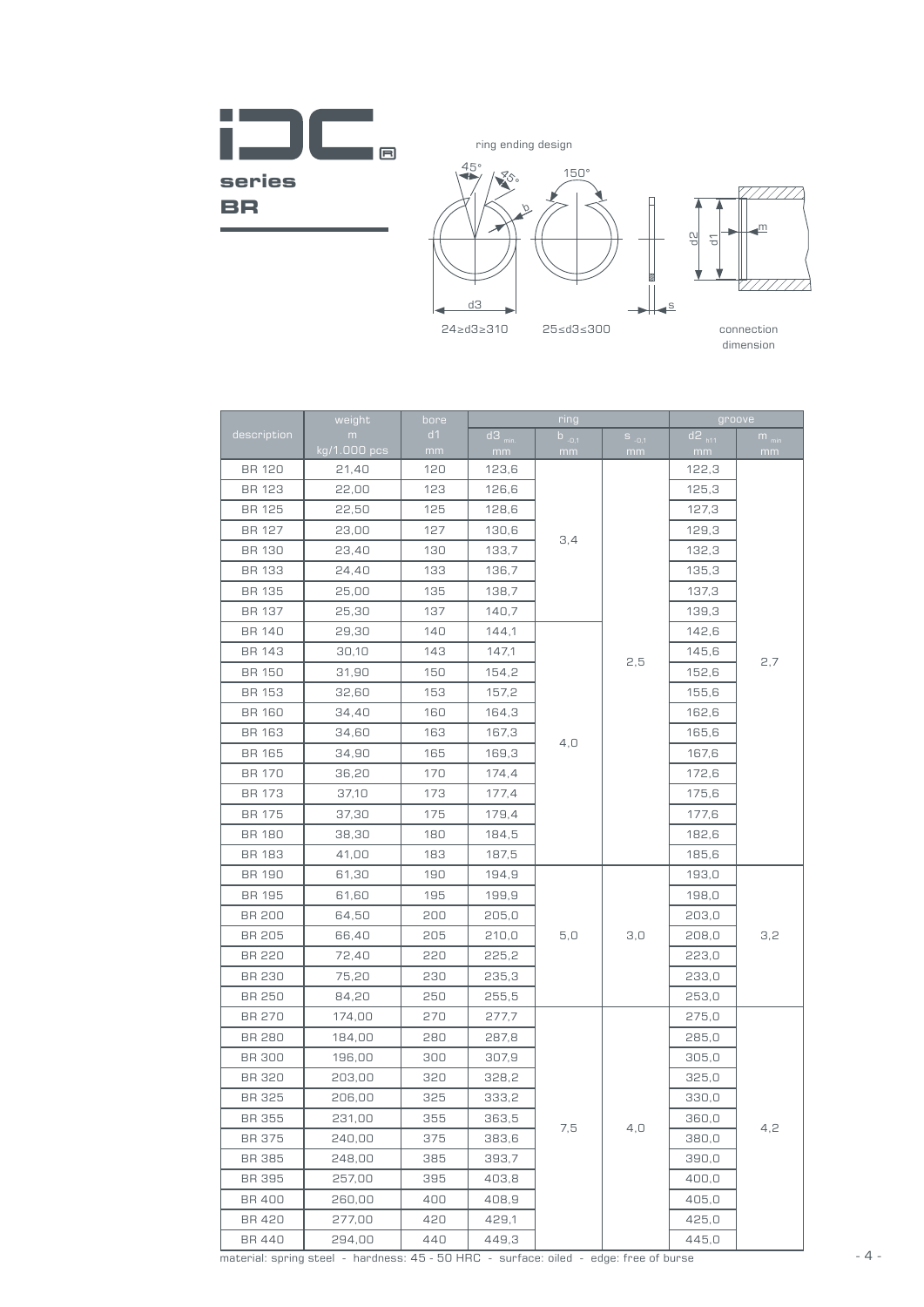# series BR

ring ending design

45° 45° b 150°

d3

24≥d3≥310 25≤d3≤300

d2 d1 m s

connection dimension

| description | weight | bore | ring | | | groove | |
|---|---|---|---|---|---|---|---|
| | m kg/1.000 pcs | d1 mm | d3 min. mm | b -0,1 mm | s -0,1 mm | d2 h11 mm | m min mm |
| BR 120 | 21,40 | 120 | 123,6 | 3,4 | 2,5 | 122,3 | 2,7 |
| BR 123 | 22,00 | 123 | 126,6 | 3,4 | 2,5 | 125,3 | 2,7 |
| BR 125 | 22,50 | 125 | 128,6 | 3,4 | 2,5 | 127,3 | 2,7 |
| BR 127 | 23,00 | 127 | 130,6 | 3,4 | 2,5 | 129,3 | 2,7 |
| BR 130 | 23,40 | 130 | 133,7 | 3,4 | 2,5 | 132,3 | 2,7 |
| BR 133 | 24,40 | 133 | 136,7 | 3,4 | 2,5 | 135,3 | 2,7 |
| BR 135 | 25,00 | 135 | 138,7 | 3,4 | 2,5 | 137,3 | 2,7 |
| BR 137 | 25,30 | 137 | 140,7 | 3,4 | 2,5 | 139,3 | 2,7 |
| BR 140 | 29,30 | 140 | 144,1 | 4,0 | 2,5 | 142,6 | 2,7 |
| BR 143 | 30,10 | 143 | 147,1 | 4,0 | 2,5 | 145,6 | 2,7 |
| BR 150 | 31,90 | 150 | 154,2 | 4,0 | 2,5 | 152,6 | 2,7 |
| BR 153 | 32,60 | 153 | 157,2 | 4,0 | 2,5 | 155,6 | 2,7 |
| BR 160 | 34,40 | 160 | 164,3 | 4,0 | 2,5 | 162,6 | 2,7 |
| BR 163 | 34,60 | 163 | 167,3 | 4,0 | 2,5 | 165,6 | 2,7 |
| BR 165 | 34,90 | 165 | 169,3 | 4,0 | 2,5 | 167,6 | 2,7 |
| BR 170 | 36,20 | 170 | 174,4 | 4,0 | 2,5 | 172,6 | 2,7 |
| BR 173 | 37,10 | 173 | 177,4 | 4,0 | 2,5 | 175,6 | 2,7 |
| BR 175 | 37,30 | 175 | 179,4 | 4,0 | 2,5 | 177,6 | 2,7 |
| BR 180 | 38,30 | 180 | 184,5 | 4,0 | 2,5 | 182,6 | 2,7 |
| BR 183 | 41,00 | 183 | 187,5 | 4,0 | 2,5 | 185,6 | 2,7 |
| BR 190 | 61,30 | 190 | 194,9 | 5,0 | 3,0 | 193,0 | 3,2 |
| BR 195 | 61,60 | 195 | 199,9 | 5,0 | 3,0 | 198,0 | 3,2 |
| BR 200 | 64,50 | 200 | 205,0 | 5,0 | 3,0 | 203,0 | 3,2 |
| BR 205 | 66,40 | 205 | 210,0 | 5,0 | 3,0 | 208,0 | 3,2 |
| BR 220 | 72,40 | 220 | 225,2 | 5,0 | 3,0 | 223,0 | 3,2 |
| BR 230 | 75,20 | 230 | 235,3 | 5,0 | 3,0 | 233,0 | 3,2 |
| BR 250 | 84,20 | 250 | 255,5 | 5,0 | 3,0 | 253,0 | 3,2 |
| BR 270 | 174,00 | 270 | 277,7 | 7,5 | 4,0 | 275,0 | 4,2 |
| BR 280 | 184,00 | 280 | 287,8 | 7,5 | 4,0 | 285,0 | 4,2 |
| BR 300 | 196,00 | 300 | 307,9 | 7,5 | 4,0 | 305,0 | 4,2 |
| BR 320 | 203,00 | 320 | 328,2 | 7,5 | 4,0 | 325,0 | 4,2 |
| BR 325 | 206,00 | 325 | 333,2 | 7,5 | 4,0 | 330,0 | 4,2 |
| BR 355 | 231,00 | 355 | 363,5 | 7,5 | 4,0 | 360,0 | 4,2 |
| BR 375 | 240,00 | 375 | 383,6 | 7,5 | 4,0 | 380,0 | 4,2 |
| BR 385 | 248,00 | 385 | 393,7 | 7,5 | 4,0 | 390,0 | 4,2 |
| BR 395 | 257,00 | 395 | 403,8 | 7,5 | 4,0 | 400,0 | 4,2 |
| BR 400 | 260,00 | 400 | 408,9 | 7,5 | 4,0 | 405,0 | 4,2 |
| BR 420 | 277,00 | 420 | 429,1 | 7,5 | 4,0 | 425,0 | 4,2 |
| BR 440 | 294,00 | 440 | 449,3 | 7,5 | 4,0 | 445,0 | 4,2 |

material: spring steel - hardness: 45 - 50 HRC - surface: oiled - edge: free of burse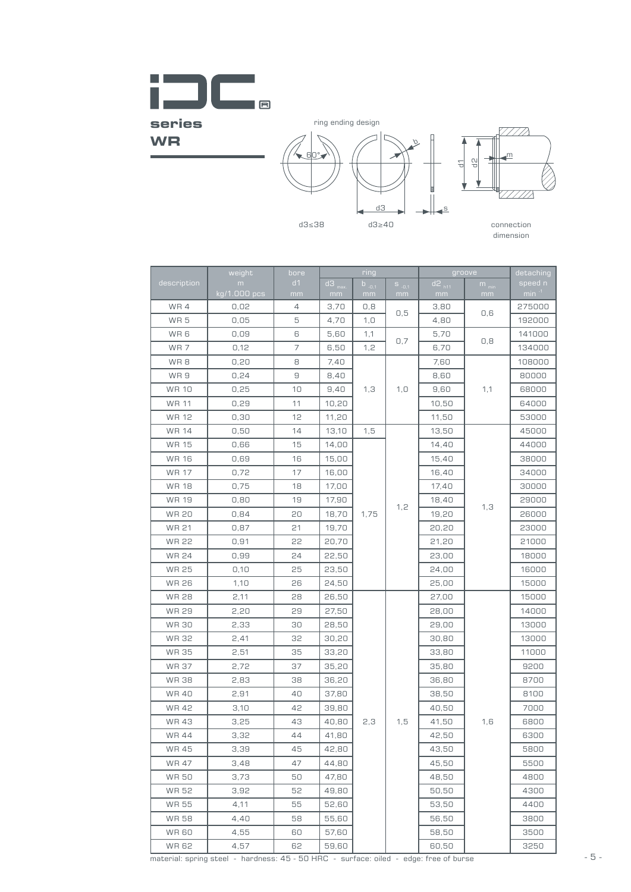# series WR

ring ending design

d3≤38

d3≥40

connection dimension

| description | weight m kg/1.000 pcs | bore d1 mm | ring | | | groove | | detaching speed n $min^{-1}$ |
|---|---|---|---|---|---|---|---|---|
| | | | $d3_{max.}$ mm | $b_{-0,1}$ mm | $s_{-0,1}$ mm | $d2_{h11}$ mm | $m_{min}$ mm | |
| WR 4 | 0,02 | 4 | 3,70 | 0,8 | 0,5 | 3,80 | 0,6 | 275000 |
| WR 5 | 0,05 | 5 | 4,70 | 1,0 | 0,5 | 4,80 | 0,6 | 192000 |
| WR 6 | 0,09 | 6 | 5,60 | 1,1 | 0,7 | 5,70 | 0,8 | 141000 |
| WR 7 | 0,12 | 7 | 6,50 | 1,2 | 0,7 | 6,70 | 0,8 | 134000 |
| WR 8 | 0,20 | 8 | 7,40 | 1,3 | 1,0 | 7,60 | 1,1 | 108000 |
| WR 9 | 0,24 | 9 | 8,40 | 1,3 | 1,0 | 8,60 | 1,1 | 80000 |
| WR 10 | 0,25 | 10 | 9,40 | 1,3 | 1,0 | 9,60 | 1,1 | 68000 |
| WR 11 | 0,29 | 11 | 10,20 | 1,3 | 1,0 | 10,50 | 1,1 | 64000 |
| WR 12 | 0,30 | 12 | 11,20 | 1,3 | 1,0 | 11,50 | 1,1 | 53000 |
| WR 14 | 0,50 | 14 | 13,10 | 1,5 | 1,2 | 13,50 | 1,3 | 45000 |
| WR 15 | 0,66 | 15 | 14,00 | 1,75 | 1,2 | 14,40 | 1,3 | 44000 |
| WR 16 | 0,69 | 16 | 15,00 | 1,75 | 1,2 | 15,40 | 1,3 | 38000 |
| WR 17 | 0,72 | 17 | 16,00 | 1,75 | 1,2 | 16,40 | 1,3 | 34000 |
| WR 18 | 0,75 | 18 | 17,00 | 1,75 | 1,2 | 17,40 | 1,3 | 30000 |
| WR 19 | 0,80 | 19 | 17,90 | 1,75 | 1,2 | 18,40 | 1,3 | 29000 |
| WR 20 | 0,84 | 20 | 18,70 | 1,75 | 1,2 | 19,20 | 1,3 | 26000 |
| WR 21 | 0,87 | 21 | 19,70 | 1,75 | 1,2 | 20,20 | 1,3 | 23000 |
| WR 22 | 0,91 | 22 | 20,70 | 1,75 | 1,2 | 21,20 | 1,3 | 21000 |
| WR 24 | 0,99 | 24 | 22,50 | 1,75 | 1,2 | 23,00 | 1,3 | 18000 |
| WR 25 | 0,10 | 25 | 23,50 | 1,75 | 1,2 | 24,00 | 1,3 | 16000 |
| WR 26 | 1,10 | 26 | 24,50 | 1,75 | 1,2 | 25,00 | 1,3 | 15000 |
| WR 28 | 2,11 | 28 | 26,50 | 2,3 | 1,5 | 27,00 | 1,6 | 15000 |
| WR 29 | 2,20 | 29 | 27,50 | 2,3 | 1,5 | 28,00 | 1,6 | 14000 |
| WR 30 | 2,33 | 30 | 28,50 | 2,3 | 1,5 | 29,00 | 1,6 | 13000 |
| WR 32 | 2,41 | 32 | 30,20 | 2,3 | 1,5 | 30,80 | 1,6 | 13000 |
| WR 35 | 2,51 | 35 | 33,20 | 2,3 | 1,5 | 33,80 | 1,6 | 11000 |
| WR 37 | 2,72 | 37 | 35,20 | 2,3 | 1,5 | 35,80 | 1,6 | 9200 |
| WR 38 | 2,83 | 38 | 36,20 | 2,3 | 1,5 | 36,80 | 1,6 | 8700 |
| WR 40 | 2,91 | 40 | 37,80 | 2,3 | 1,5 | 38,50 | 1,6 | 8100 |
| WR 42 | 3,10 | 42 | 39,80 | 2,3 | 1,5 | 40,50 | 1,6 | 7000 |
| WR 43 | 3,25 | 43 | 40,80 | 2,3 | 1,5 | 41,50 | 1,6 | 6800 |
| WR 44 | 3,32 | 44 | 41,80 | 2,3 | 1,5 | 42,50 | 1,6 | 6300 |
| WR 45 | 3,39 | 45 | 42,80 | 2,3 | 1,5 | 43,50 | 1,6 | 5800 |
| WR 47 | 3,48 | 47 | 44,80 | 2,3 | 1,5 | 45,50 | 1,6 | 5500 |
| WR 50 | 3,73 | 50 | 47,80 | 2,3 | 1,5 | 48,50 | 1,6 | 4800 |
| WR 52 | 3,92 | 52 | 49,80 | 2,3 | 1,5 | 50,50 | 1,6 | 4300 |
| WR 55 | 4,11 | 55 | 52,60 | 2,3 | 1,5 | 53,50 | 1,6 | 4400 |
| WR 58 | 4,40 | 58 | 55,60 | 2,3 | 1,5 | 56,50 | 1,6 | 3800 |
| WR 60 | 4,55 | 60 | 57,60 | 2,3 | 1,5 | 58,50 | 1,6 | 3500 |
| WR 62 | 4,57 | 62 | 59,60 | 2,3 | 1,5 | 60,50 | 1,6 | 3250 |

material: spring steel - hardness: 45 - 50 HRC - surface: oiled - edge: free of burse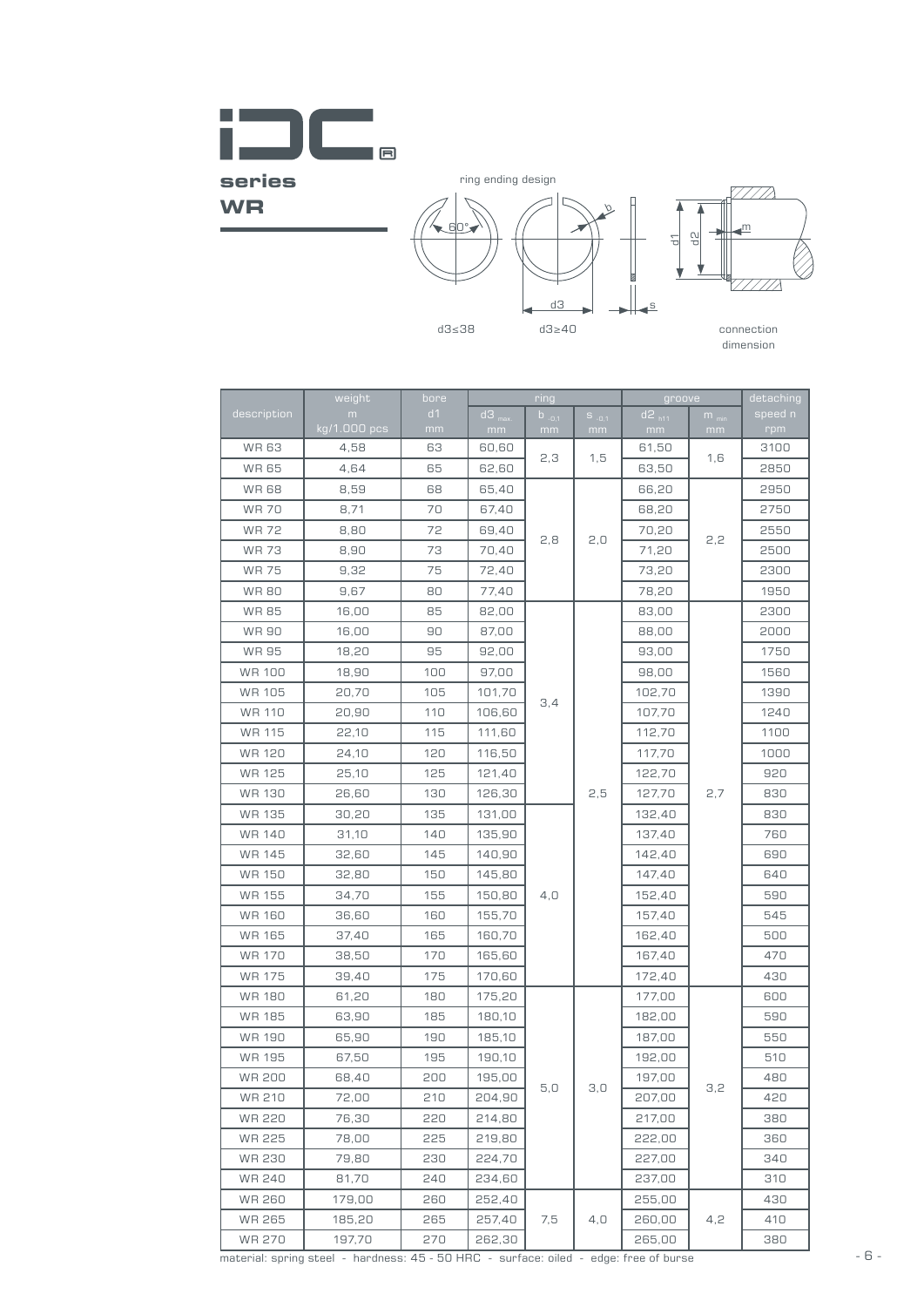# IDC

**series**
**WR**

ring ending design

d3≤38

d3≥40

connection dimension

| description | weight m kg/1.000 pcs | bore d1 mm | ring d3 max. mm | ring b -0,1 mm | ring s -0,1 mm | groove d2 h11 mm | groove m min mm | detaching speed n rpm |
|---|---|---|---|---|---|---|---|---|
| WR 63 | 4,58 | 63 | 60,60 | 2,3 | 1,5 | 61,50 | 1,6 | 3100 |
| WR 65 | 4,64 | 65 | 62,60 | 2,3 | 1,5 | 63,50 | 1,6 | 2850 |
| WR 68 | 8,59 | 68 | 65,40 | 2,8 | 2,0 | 66,20 | 2,2 | 2950 |
| WR 70 | 8,71 | 70 | 67,40 | 2,8 | 2,0 | 68,20 | 2,2 | 2750 |
| WR 72 | 8,80 | 72 | 69,40 | 2,8 | 2,0 | 70,20 | 2,2 | 2550 |
| WR 73 | 8,90 | 73 | 70,40 | 2,8 | 2,0 | 71,20 | 2,2 | 2500 |
| WR 75 | 9,32 | 75 | 72,40 | 2,8 | 2,0 | 73,20 | 2,2 | 2300 |
| WR 80 | 9,67 | 80 | 77,40 | 2,8 | 2,0 | 78,20 | 2,2 | 1950 |
| WR 85 | 16,00 | 85 | 82,00 | 3,4 | 2,5 | 83,00 | 2,7 | 2300 |
| WR 90 | 16,00 | 90 | 87,00 | 3,4 | 2,5 | 88,00 | 2,7 | 2000 |
| WR 95 | 18,20 | 95 | 92,00 | 3,4 | 2,5 | 93,00 | 2,7 | 1750 |
| WR 100 | 18,90 | 100 | 97,00 | 3,4 | 2,5 | 98,00 | 2,7 | 1560 |
| WR 105 | 20,70 | 105 | 101,70 | 3,4 | 2,5 | 102,70 | 2,7 | 1390 |
| WR 110 | 20,90 | 110 | 106,60 | 3,4 | 2,5 | 107,70 | 2,7 | 1240 |
| WR 115 | 22,10 | 115 | 111,60 | 3,4 | 2,5 | 112,70 | 2,7 | 1100 |
| WR 120 | 24,10 | 120 | 116,50 | 3,4 | 2,5 | 117,70 | 2,7 | 1000 |
| WR 125 | 25,10 | 125 | 121,40 | 3,4 | 2,5 | 122,70 | 2,7 | 920 |
| WR 130 | 26,60 | 130 | 126,30 | 3,4 | 2,5 | 127,70 | 2,7 | 830 |
| WR 135 | 30,20 | 135 | 131,00 | 4,0 | 2,5 | 132,40 | 2,7 | 830 |
| WR 140 | 31,10 | 140 | 135,90 | 4,0 | 2,5 | 137,40 | 2,7 | 760 |
| WR 145 | 32,60 | 145 | 140,90 | 4,0 | 2,5 | 142,40 | 2,7 | 690 |
| WR 150 | 32,80 | 150 | 145,80 | 4,0 | 2,5 | 147,40 | 2,7 | 640 |
| WR 155 | 34,70 | 155 | 150,80 | 4,0 | 2,5 | 152,40 | 2,7 | 590 |
| WR 160 | 36,60 | 160 | 155,70 | 4,0 | 2,5 | 157,40 | 2,7 | 545 |
| WR 165 | 37,40 | 165 | 160,70 | 4,0 | 2,5 | 162,40 | 2,7 | 500 |
| WR 170 | 38,50 | 170 | 165,60 | 4,0 | 2,5 | 167,40 | 2,7 | 470 |
| WR 175 | 39,40 | 175 | 170,60 | 4,0 | 2,5 | 172,40 | 2,7 | 430 |
| WR 180 | 61,20 | 180 | 175,20 | 5,0 | 3,0 | 177,00 | 3,2 | 600 |
| WR 185 | 63,90 | 185 | 180,10 | 5,0 | 3,0 | 182,00 | 3,2 | 590 |
| WR 190 | 65,90 | 190 | 185,10 | 5,0 | 3,0 | 187,00 | 3,2 | 550 |
| WR 195 | 67,50 | 195 | 190,10 | 5,0 | 3,0 | 192,00 | 3,2 | 510 |
| WR 200 | 68,40 | 200 | 195,00 | 5,0 | 3,0 | 197,00 | 3,2 | 480 |
| WR 210 | 72,00 | 210 | 204,90 | 5,0 | 3,0 | 207,00 | 3,2 | 420 |
| WR 220 | 76,30 | 220 | 214,80 | 5,0 | 3,0 | 217,00 | 3,2 | 380 |
| WR 225 | 78,00 | 225 | 219,80 | 5,0 | 3,0 | 222,00 | 3,2 | 360 |
| WR 230 | 79,80 | 230 | 224,70 | 5,0 | 3,0 | 227,00 | 3,2 | 340 |
| WR 240 | 81,70 | 240 | 234,60 | 5,0 | 3,0 | 237,00 | 3,2 | 310 |
| WR 260 | 179,00 | 260 | 252,40 | 7,5 | 4,0 | 255,00 | 4,2 | 430 |
| WR 265 | 185,20 | 265 | 257,40 | 7,5 | 4,0 | 260,00 | 4,2 | 410 |
| WR 270 | 197,70 | 270 | 262,30 | 7,5 | 4,0 | 265,00 | 4,2 | 380 |

material: spring steel - hardness: 45 - 50 HRC - surface: oiled - edge: free of burse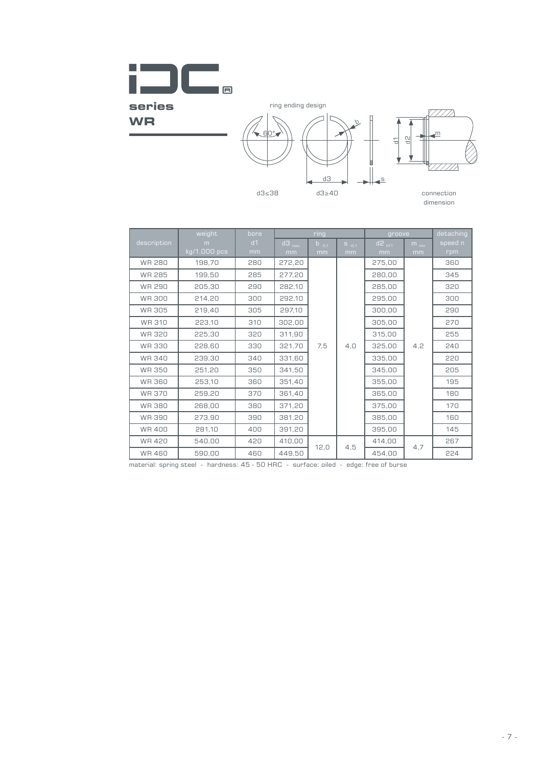**series**
**WR**

ring ending design

d3≤38 d3≥40

connection dimension

| description | weight m kg/1.000 pcs | bore d1 mm | ring | | | groove | | detaching speed n rpm |
|---|---|---|---|---|---|---|---|---|
| | | | $d3_{max.}$ mm | $b_{-0,1}$ mm | $s_{-0,1}$ mm | $d2_{h11}$ mm | $m_{min}$ mm | |
| WR 280 | 198,70 | 280 | 272,20 | 7,5 | 4,0 | 275,00 | 4,2 | 360 |
| WR 285 | 199,50 | 285 | 277,20 | 7,5 | 4,0 | 280,00 | 4,2 | 345 |
| WR 290 | 205,30 | 290 | 282,10 | 7,5 | 4,0 | 285,00 | 4,2 | 320 |
| WR 300 | 214,20 | 300 | 292,10 | 7,5 | 4,0 | 295,00 | 4,2 | 300 |
| WR 305 | 219,40 | 305 | 297,10 | 7,5 | 4,0 | 300,00 | 4,2 | 290 |
| WR 310 | 223,10 | 310 | 302,00 | 7,5 | 4,0 | 305,00 | 4,2 | 270 |
| WR 320 | 225,30 | 320 | 311,90 | 7,5 | 4,0 | 315,00 | 4,2 | 255 |
| WR 330 | 228,60 | 330 | 321,70 | 7,5 | 4,0 | 325,00 | 4,2 | 240 |
| WR 340 | 239,30 | 340 | 331,60 | 7,5 | 4,0 | 335,00 | 4,2 | 220 |
| WR 350 | 251,20 | 350 | 341,50 | 7,5 | 4,0 | 345,00 | 4,2 | 205 |
| WR 360 | 253,10 | 360 | 351,40 | 7,5 | 4,0 | 355,00 | 4,2 | 195 |
| WR 370 | 259,20 | 370 | 361,40 | 7,5 | 4,0 | 365,00 | 4,2 | 180 |
| WR 380 | 268,00 | 380 | 371,20 | 7,5 | 4,0 | 375,00 | 4,2 | 170 |
| WR 390 | 273,90 | 390 | 381,20 | 7,5 | 4,0 | 385,00 | 4,2 | 160 |
| WR 400 | 281,10 | 400 | 391,20 | 7,5 | 4,0 | 395,00 | 4,2 | 145 |
| WR 420 | 540,00 | 420 | 410,00 | 12,0 | 4,5 | 414,00 | 4,7 | 267 |
| WR 460 | 590,00 | 460 | 449,50 | 12,0 | 4,5 | 454,00 | 4,7 | 224 |

material: spring steel - hardness: 45 - 50 HRC - surface: oiled - edge: free of burse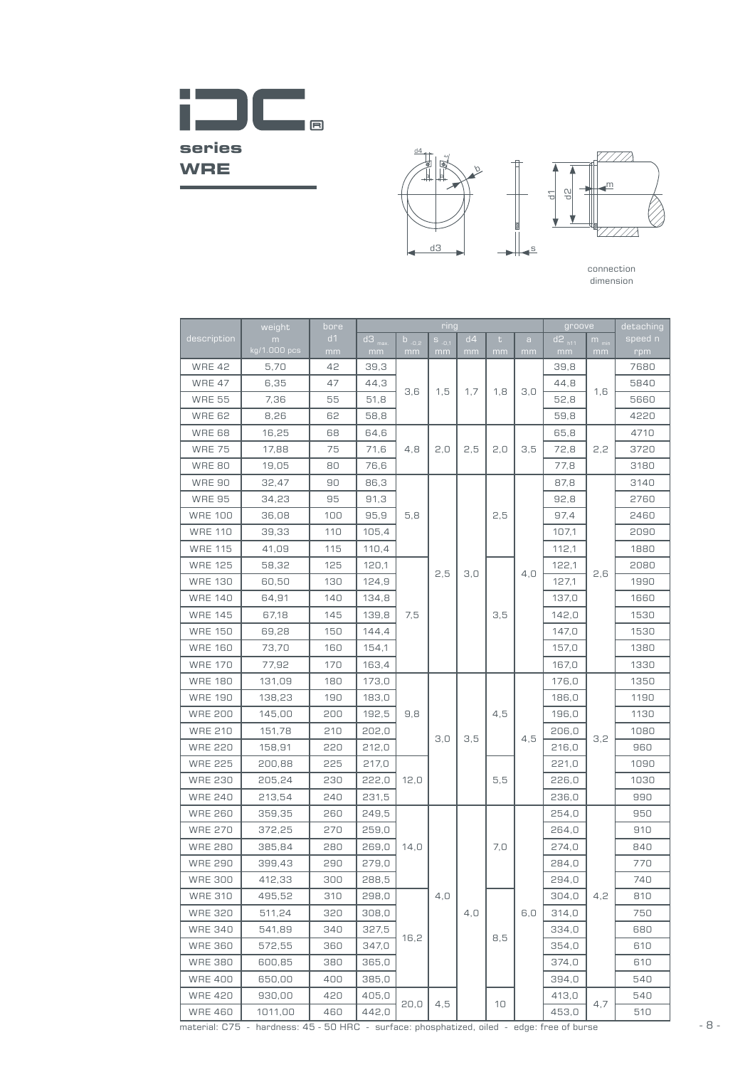# series WRE

connection dimension

| description | weight m kg/1.000 pcs | bore d1 mm | ring d3 max mm | ring b -0,2 mm | ring s -0,1 mm | ring d4 mm | ring t mm | ring a mm | groove d2 h11 mm | groove m min mm | detaching speed n rpm |
|---|---|---|---|---|---|---|---|---|---|---|---|
| WRE 42 | 5,70 | 42 | 39,3 | 3,6 | 1,5 | 1,7 | 1,8 | 3,0 | 39,8 | 1,6 | 7680 |
| WRE 47 | 6,35 | 47 | 44,3 | 3,6 | 1,5 | 1,7 | 1,8 | 3,0 | 44,8 | 1,6 | 5840 |
| WRE 55 | 7,36 | 55 | 51,8 | 3,6 | 1,5 | 1,7 | 1,8 | 3,0 | 52,8 | 1,6 | 5660 |
| WRE 62 | 8,26 | 62 | 58,8 | 3,6 | 1,5 | 1,7 | 1,8 | 3,0 | 59,8 | 1,6 | 4220 |
| WRE 68 | 16,25 | 68 | 64,6 | 4,8 | 2,0 | 2,5 | 2,0 | 3,5 | 65,8 | 2,2 | 4710 |
| WRE 75 | 17,88 | 75 | 71,6 | 4,8 | 2,0 | 2,5 | 2,0 | 3,5 | 72,8 | 2,2 | 3720 |
| WRE 80 | 19,05 | 80 | 76,6 | 4,8 | 2,0 | 2,5 | 2,0 | 3,5 | 77,8 | 2,2 | 3180 |
| WRE 90 | 32,47 | 90 | 86,3 | 5,8 | 2,5 | 3,0 | 2,5 | 4,0 | 87,8 | 2,6 | 3140 |
| WRE 95 | 34,23 | 95 | 91,3 | 5,8 | 2,5 | 3,0 | 2,5 | 4,0 | 92,8 | 2,6 | 2760 |
| WRE 100 | 36,08 | 100 | 95,9 | 5,8 | 2,5 | 3,0 | 2,5 | 4,0 | 97,4 | 2,6 | 2460 |
| WRE 110 | 39,33 | 110 | 105,4 | 5,8 | 2,5 | 3,0 | 2,5 | 4,0 | 107,1 | 2,6 | 2090 |
| WRE 115 | 41,09 | 115 | 110,4 | 5,8 | 2,5 | 3,0 | 2,5 | 4,0 | 112,1 | 2,6 | 1880 |
| WRE 125 | 58,32 | 125 | 120,1 | 7,5 | 2,5 | 3,0 | 3,5 | 4,0 | 122,1 | 2,6 | 2080 |
| WRE 130 | 60,50 | 130 | 124,9 | 7,5 | 2,5 | 3,0 | 3,5 | 4,0 | 127,1 | 2,6 | 1990 |
| WRE 140 | 64,91 | 140 | 134,8 | 7,5 | 2,5 | 3,0 | 3,5 | 4,0 | 137,0 | 2,6 | 1660 |
| WRE 145 | 67,18 | 145 | 139,8 | 7,5 | 2,5 | 3,0 | 3,5 | 4,0 | 142,0 | 2,6 | 1530 |
| WRE 150 | 69,28 | 150 | 144,4 | 7,5 | 2,5 | 3,0 | 3,5 | 4,0 | 147,0 | 2,6 | 1530 |
| WRE 160 | 73,70 | 160 | 154,1 | 7,5 | 2,5 | 3,0 | 3,5 | 4,0 | 157,0 | 2,6 | 1380 |
| WRE 170 | 77,92 | 170 | 163,4 | 7,5 | 2,5 | 3,0 | 3,5 | 4,0 | 167,0 | 2,6 | 1330 |
| WRE 180 | 131,09 | 180 | 173,0 | 9,8 | 3,0 | 3,5 | 4,5 | 4,5 | 176,0 | 3,2 | 1350 |
| WRE 190 | 138,23 | 190 | 183,0 | 9,8 | 3,0 | 3,5 | 4,5 | 4,5 | 186,0 | 3,2 | 1190 |
| WRE 200 | 145,00 | 200 | 192,5 | 9,8 | 3,0 | 3,5 | 4,5 | 4,5 | 196,0 | 3,2 | 1130 |
| WRE 210 | 151,78 | 210 | 202,0 | 9,8 | 3,0 | 3,5 | 4,5 | 4,5 | 206,0 | 3,2 | 1080 |
| WRE 220 | 158,91 | 220 | 212,0 | 9,8 | 3,0 | 3,5 | 4,5 | 4,5 | 216,0 | 3,2 | 960 |
| WRE 225 | 200,88 | 225 | 217,0 | 12,0 | 3,0 | 3,5 | 5,5 | 4,5 | 221,0 | 3,2 | 1090 |
| WRE 230 | 205,24 | 230 | 222,0 | 12,0 | 3,0 | 3,5 | 5,5 | 4,5 | 226,0 | 3,2 | 1030 |
| WRE 240 | 213,54 | 240 | 231,5 | 12,0 | 3,0 | 3,5 | 5,5 | 4,5 | 236,0 | 3,2 | 990 |
| WRE 260 | 359,35 | 260 | 249,5 | 14,0 | 4,0 | 4,0 | 7,0 | 6,0 | 254,0 | 4,2 | 950 |
| WRE 270 | 372,25 | 270 | 259,0 | 14,0 | 4,0 | 4,0 | 7,0 | 6,0 | 264,0 | 4,2 | 910 |
| WRE 280 | 385,84 | 280 | 269,0 | 14,0 | 4,0 | 4,0 | 7,0 | 6,0 | 274,0 | 4,2 | 840 |
| WRE 290 | 399,43 | 290 | 279,0 | 14,0 | 4,0 | 4,0 | 7,0 | 6,0 | 284,0 | 4,2 | 770 |
| WRE 300 | 412,33 | 300 | 288,5 | 14,0 | 4,0 | 4,0 | 7,0 | 6,0 | 294,0 | 4,2 | 740 |
| WRE 310 | 495,52 | 310 | 298,0 | 16,2 | 4,0 | 4,0 | 8,5 | 6,0 | 304,0 | 4,2 | 810 |
| WRE 320 | 511,24 | 320 | 308,0 | 16,2 | 4,0 | 4,0 | 8,5 | 6,0 | 314,0 | 4,2 | 750 |
| WRE 340 | 541,89 | 340 | 327,5 | 16,2 | 4,0 | 4,0 | 8,5 | 6,0 | 334,0 | 4,2 | 680 |
| WRE 360 | 572,55 | 360 | 347,0 | 16,2 | 4,0 | 4,0 | 8,5 | 6,0 | 354,0 | 4,2 | 610 |
| WRE 380 | 600,85 | 380 | 365,0 | 16,2 | 4,0 | 4,0 | 8,5 | 6,0 | 374,0 | 4,2 | 610 |
| WRE 400 | 650,00 | 400 | 385,0 | 16,2 | 4,0 | 4,0 | 8,5 | 6,0 | 394,0 | 4,2 | 540 |
| WRE 420 | 930,00 | 420 | 405,0 | 20,0 | 4,5 | 4,0 | 10 | 6,0 | 413,0 | 4,7 | 540 |
| WRE 460 | 1011,00 | 460 | 442,0 | 20,0 | 4,5 | 4,0 | 10 | 6,0 | 453,0 | 4,7 | 510 |

material: C75 - hardness: 45 - 50 HRC - surface: phosphatized, oiled - edge: free of burse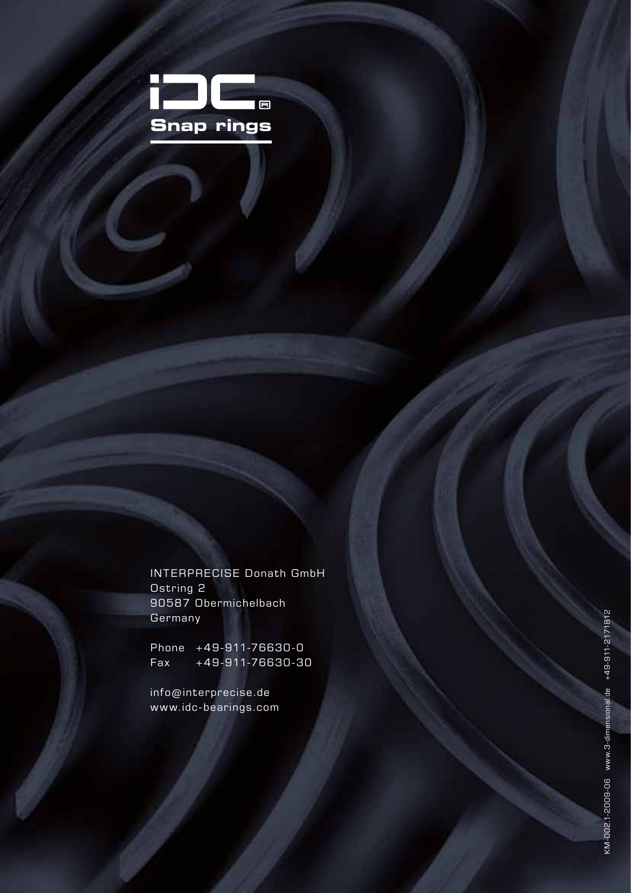# Snap rings

INTERPRECISE Donath GmbH
Ostring 2
90587 Obermichelbach
Germany

Phone +49-911-76630-0
Fax +49-911-76630-30

info@interprecise.de
www.idc-bearings.com

KM-0021-2009-06 www.3-dimensional.de +49-911-2171812